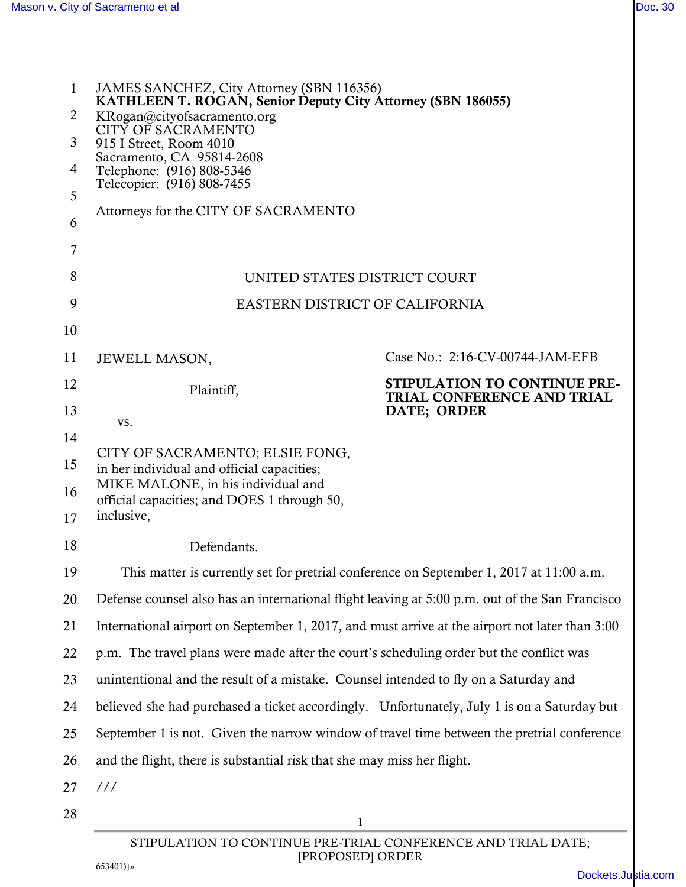JAMES SANCHEZ, City Attorney (SBN 116356)
**KATHLEEN T. ROGAN, Senior Deputy City Attorney (SBN 186055)**
KRogan@cityofsacramento.org
CITY OF SACRAMENTO
915 I Street, Room 4010
Sacramento, CA 95814-2608
Telephone: (916) 808-5346
Telecopier: (916) 808-7455

Attorneys for the CITY OF SACRAMENTO

UNITED STATES DISTRICT COURT

EASTERN DISTRICT OF CALIFORNIA

JEWELL MASON,

Plaintiff,

vs.

CITY OF SACRAMENTO; ELSIE FONG, in her individual and official capacities; MIKE MALONE, in his individual and official capacities; and DOES 1 through 50, inclusive,

Defendants.

Case No.: 2:16-CV-00744-JAM-EFB

**STIPULATION TO CONTINUE PRE-TRIAL CONFERENCE AND TRIAL DATE; ORDER**

This matter is currently set for pretrial conference on September 1, 2017 at 11:00 a.m. Defense counsel also has an international flight leaving at 5:00 p.m. out of the San Francisco International airport on September 1, 2017, and must arrive at the airport not later than 3:00 p.m. The travel plans were made after the court's scheduling order but the conflict was unintentional and the result of a mistake. Counsel intended to fly on a Saturday and believed she had purchased a ticket accordingly. Unfortunately, July 1 is on a Saturday but September 1 is not. Given the narrow window of travel time between the pretrial conference and the flight, there is substantial risk that she may miss her flight.

///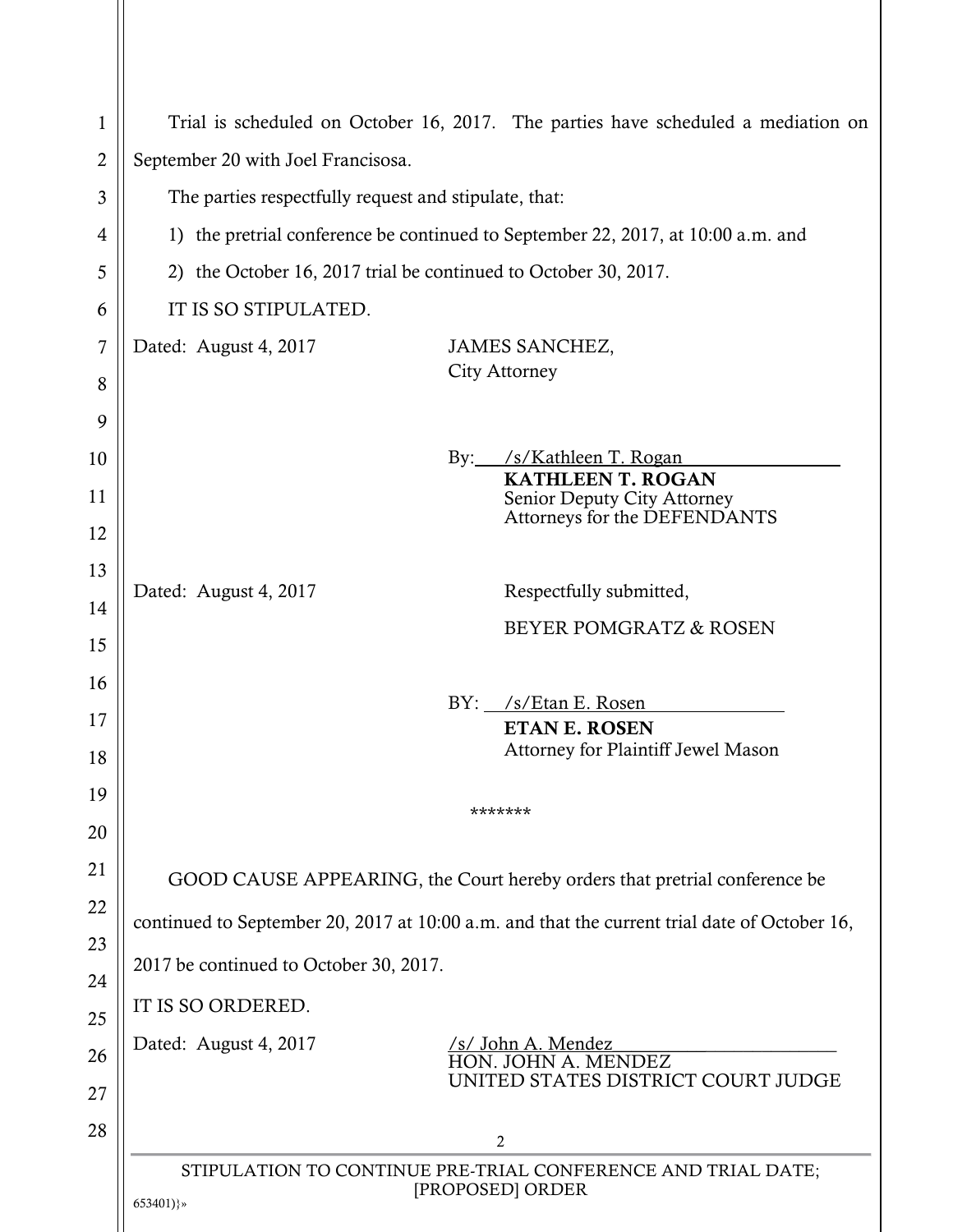Trial is scheduled on October 16, 2017. The parties have scheduled a mediation on September 20 with Joel Francisosa.

The parties respectfully request and stipulate, that:

1) the pretrial conference be continued to September 22, 2017, at 10:00 a.m. and
2) the October 16, 2017 trial be continued to October 30, 2017.

IT IS SO STIPULATED.

Dated: August 4, 2017

JAMES SANCHEZ,
City Attorney

By: /s/Kathleen T. Rogan
**KATHLEEN T. ROGAN**
Senior Deputy City Attorney
Attorneys for the DEFENDANTS

Dated: August 4, 2017

Respectfully submitted,

BEYER POMGRATZ & ROSEN

BY: /s/Etan E. Rosen
**ETAN E. ROSEN**
Attorney for Plaintiff Jewel Mason

*******

GOOD CAUSE APPEARING, the Court hereby orders that pretrial conference be continued to September 20, 2017 at 10:00 a.m. and that the current trial date of October 16, 2017 be continued to October 30, 2017.

IT IS SO ORDERED.

Dated: August 4, 2017

/s/ John A. Mendez
HON. JOHN A. MENDEZ
UNITED STATES DISTRICT COURT JUDGE

STIPULATION TO CONTINUE PRE-TRIAL CONFERENCE AND TRIAL DATE; [PROPOSED] ORDER

653401)}»